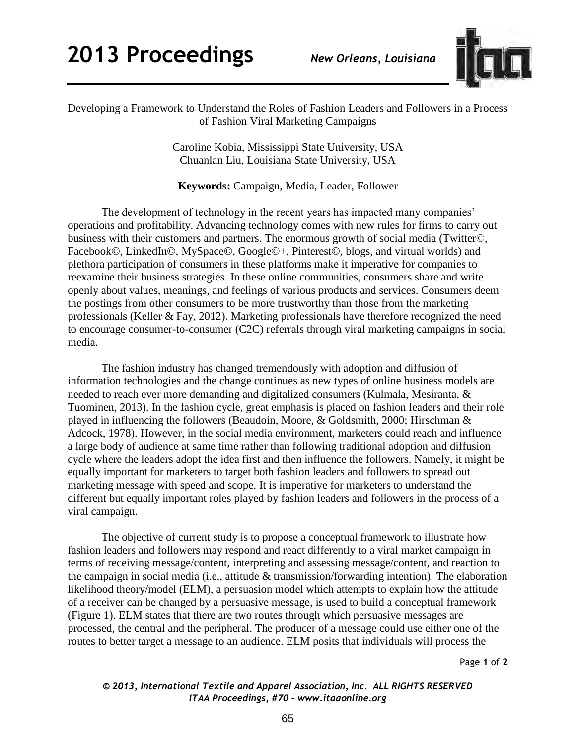# Developing a Framework to Understand the Roles of Fashion Leaders and Followers in a Process of Fashion Viral Marketing Campaigns

Caroline Kobia, Mississippi State University, USA
Chuanlan Liu, Louisiana State University, USA

**Keywords:** Campaign, Media, Leader, Follower

The development of technology in the recent years has impacted many companies' operations and profitability. Advancing technology comes with new rules for firms to carry out business with their customers and partners. The enormous growth of social media (Twitter©, Facebook©, LinkedIn©, MySpace©, Google©+, Pinterest©, blogs, and virtual worlds) and plethora participation of consumers in these platforms make it imperative for companies to reexamine their business strategies. In these online communities, consumers share and write openly about values, meanings, and feelings of various products and services. Consumers deem the postings from other consumers to be more trustworthy than those from the marketing professionals (Keller & Fay, 2012). Marketing professionals have therefore recognized the need to encourage consumer-to-consumer (C2C) referrals through viral marketing campaigns in social media.

The fashion industry has changed tremendously with adoption and diffusion of information technologies and the change continues as new types of online business models are needed to reach ever more demanding and digitalized consumers (Kulmala, Mesiranta, & Tuominen, 2013). In the fashion cycle, great emphasis is placed on fashion leaders and their role played in influencing the followers (Beaudoin, Moore, & Goldsmith, 2000; Hirschman & Adcock, 1978). However, in the social media environment, marketers could reach and influence a large body of audience at same time rather than following traditional adoption and diffusion cycle where the leaders adopt the idea first and then influence the followers. Namely, it might be equally important for marketers to target both fashion leaders and followers to spread out marketing message with speed and scope. It is imperative for marketers to understand the different but equally important roles played by fashion leaders and followers in the process of a viral campaign.

The objective of current study is to propose a conceptual framework to illustrate how fashion leaders and followers may respond and react differently to a viral market campaign in terms of receiving message/content, interpreting and assessing message/content, and reaction to the campaign in social media (i.e., attitude & transmission/forwarding intention). The elaboration likelihood theory/model (ELM), a persuasion model which attempts to explain how the attitude of a receiver can be changed by a persuasive message, is used to build a conceptual framework (Figure 1). ELM states that there are two routes through which persuasive messages are processed, the central and the peripheral. The producer of a message could use either one of the routes to better target a message to an audience. ELM posits that individuals will process the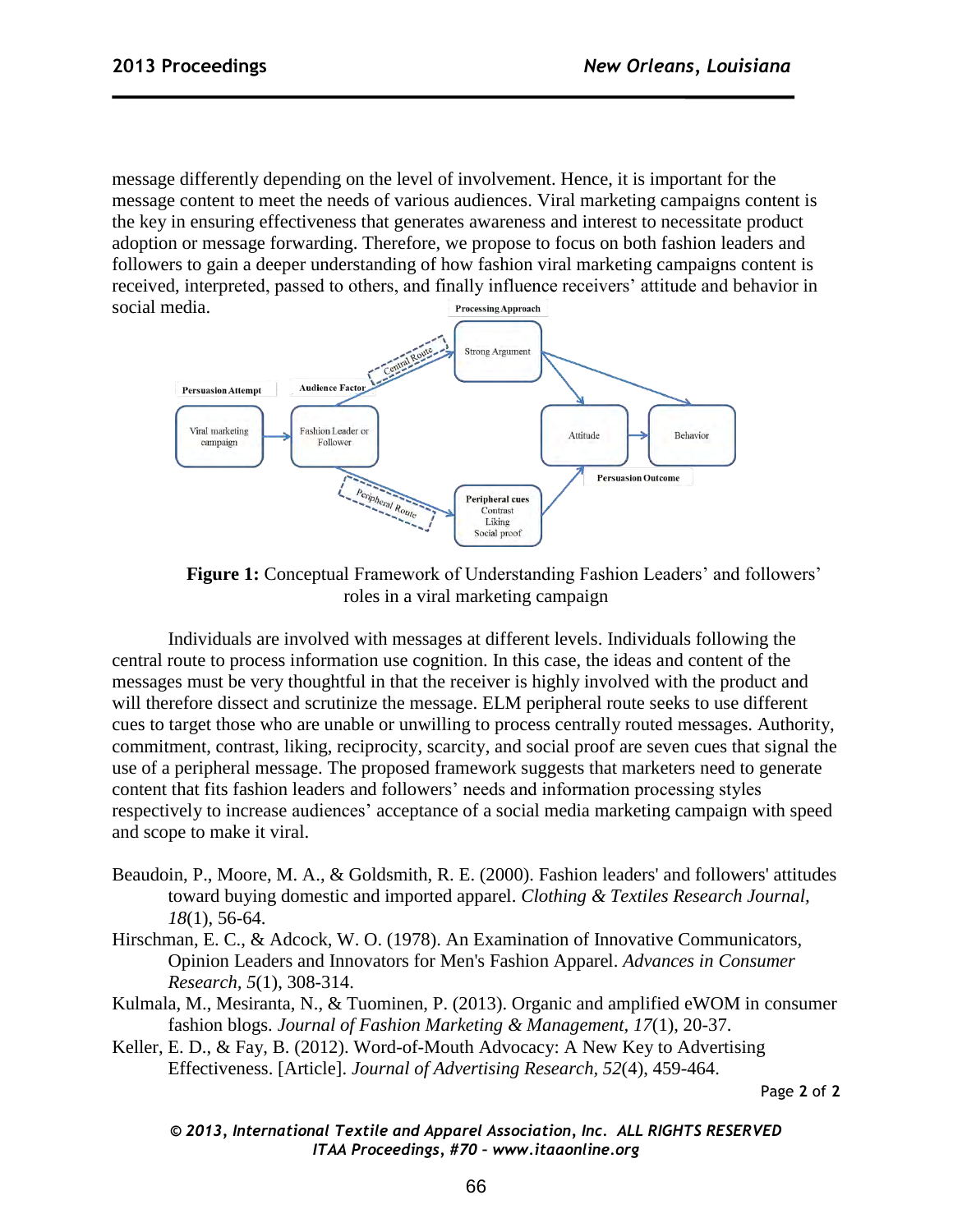message differently depending on the level of involvement. Hence, it is important for the message content to meet the needs of various audiences. Viral marketing campaigns content is the key in ensuring effectiveness that generates awareness and interest to necessitate product adoption or message forwarding. Therefore, we propose to focus on both fashion leaders and followers to gain a deeper understanding of how fashion viral marketing campaigns content is received, interpreted, passed to others, and finally influence receivers' attitude and behavior in social media.

Processing Approach

Persuasion Attempt

Audience Factor

Central Route

Strong Argument

Viral marketing campaign

Fashion Leader or Follower

Attitude

Behavior

Persuasion Outcome

Peripheral Route

Peripheral cues
Contrast
Liking
Social proof

**Figure 1:** Conceptual Framework of Understanding Fashion Leaders' and followers' roles in a viral marketing campaign

Individuals are involved with messages at different levels. Individuals following the central route to process information use cognition. In this case, the ideas and content of the messages must be very thoughtful in that the receiver is highly involved with the product and will therefore dissect and scrutinize the message. ELM peripheral route seeks to use different cues to target those who are unable or unwilling to process centrally routed messages. Authority, commitment, contrast, liking, reciprocity, scarcity, and social proof are seven cues that signal the use of a peripheral message. The proposed framework suggests that marketers need to generate content that fits fashion leaders and followers' needs and information processing styles respectively to increase audiences' acceptance of a social media marketing campaign with speed and scope to make it viral.

Beaudoin, P., Moore, M. A., & Goldsmith, R. E. (2000). Fashion leaders' and followers' attitudes toward buying domestic and imported apparel. *Clothing & Textiles Research Journal, 18*(1), 56-64.

Hirschman, E. C., & Adcock, W. O. (1978). An Examination of Innovative Communicators, Opinion Leaders and Innovators for Men's Fashion Apparel. *Advances in Consumer Research, 5*(1), 308-314.

Kulmala, M., Mesiranta, N., & Tuominen, P. (2013). Organic and amplified eWOM in consumer fashion blogs. *Journal of Fashion Marketing & Management, 17*(1), 20-37.

Keller, E. D., & Fay, B. (2012). Word-of-Mouth Advocacy: A New Key to Advertising Effectiveness. [Article]. *Journal of Advertising Research, 52*(4), 459-464.